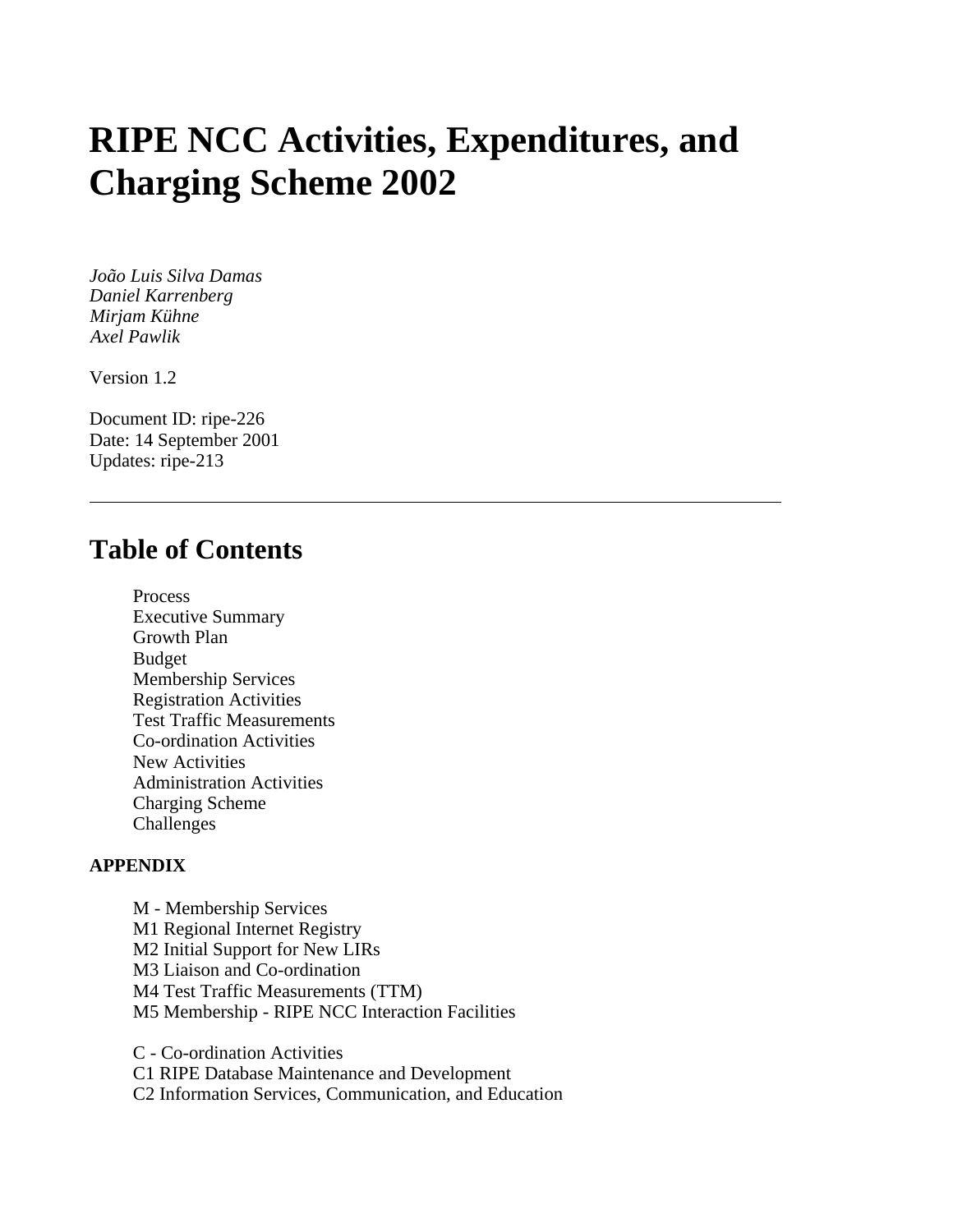# RIPE NCC Activities, Expenditures, and Charging Scheme 2002

*João Luis Silva Damas*
*Daniel Karrenberg*
*Mirjam Kühne*
*Axel Pawlik*

Version 1.2

Document ID: ripe-226
Date: 14 September 2001
Updates: ripe-213

---

## Table of Contents

- Process
- Executive Summary
- Growth Plan
- Budget
- Membership Services
- Registration Activities
- Test Traffic Measurements
- Co-ordination Activities
- New Activities
- Administration Activities
- Charging Scheme
- Challenges

**APPENDIX**

- M - Membership Services
- M1 Regional Internet Registry
- M2 Initial Support for New LIRs
- M3 Liaison and Co-ordination
- M4 Test Traffic Measurements (TTM)
- M5 Membership - RIPE NCC Interaction Facilities

- C - Co-ordination Activities
- C1 RIPE Database Maintenance and Development
- C2 Information Services, Communication, and Education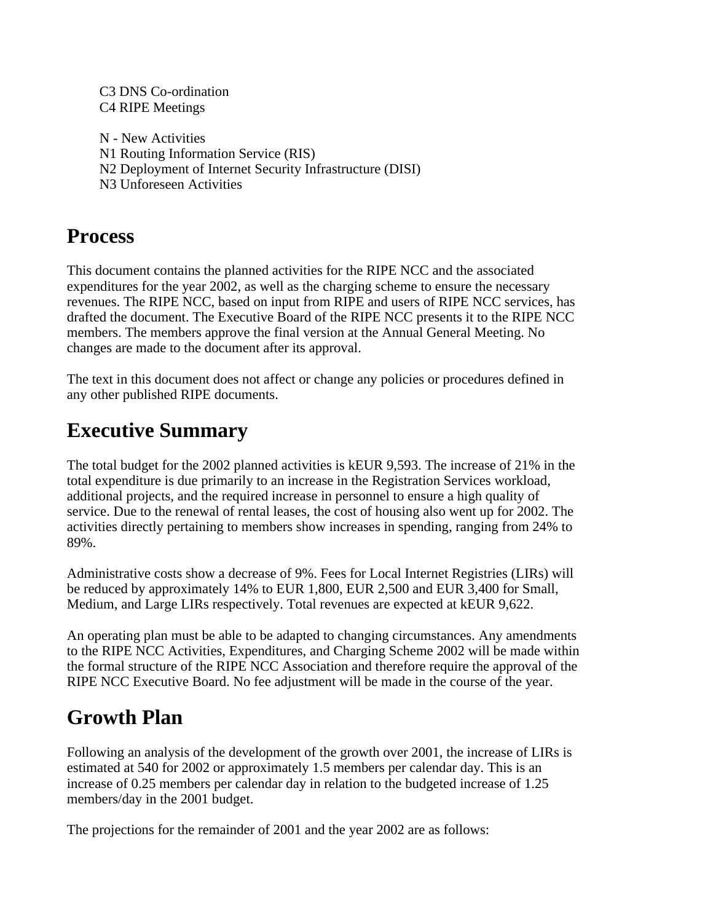C3 DNS Co-ordination
C4 RIPE Meetings

N - New Activities
N1 Routing Information Service (RIS)
N2 Deployment of Internet Security Infrastructure (DISI)
N3 Unforeseen Activities

## Process

This document contains the planned activities for the RIPE NCC and the associated expenditures for the year 2002, as well as the charging scheme to ensure the necessary revenues. The RIPE NCC, based on input from RIPE and users of RIPE NCC services, has drafted the document. The Executive Board of the RIPE NCC presents it to the RIPE NCC members. The members approve the final version at the Annual General Meeting. No changes are made to the document after its approval.

The text in this document does not affect or change any policies or procedures defined in any other published RIPE documents.

## Executive Summary

The total budget for the 2002 planned activities is kEUR 9,593. The increase of 21% in the total expenditure is due primarily to an increase in the Registration Services workload, additional projects, and the required increase in personnel to ensure a high quality of service. Due to the renewal of rental leases, the cost of housing also went up for 2002. The activities directly pertaining to members show increases in spending, ranging from 24% to 89%.

Administrative costs show a decrease of 9%. Fees for Local Internet Registries (LIRs) will be reduced by approximately 14% to EUR 1,800, EUR 2,500 and EUR 3,400 for Small, Medium, and Large LIRs respectively. Total revenues are expected at kEUR 9,622.

An operating plan must be able to be adapted to changing circumstances. Any amendments to the RIPE NCC Activities, Expenditures, and Charging Scheme 2002 will be made within the formal structure of the RIPE NCC Association and therefore require the approval of the RIPE NCC Executive Board. No fee adjustment will be made in the course of the year.

## Growth Plan

Following an analysis of the development of the growth over 2001, the increase of LIRs is estimated at 540 for 2002 or approximately 1.5 members per calendar day. This is an increase of 0.25 members per calendar day in relation to the budgeted increase of 1.25 members/day in the 2001 budget.

The projections for the remainder of 2001 and the year 2002 are as follows: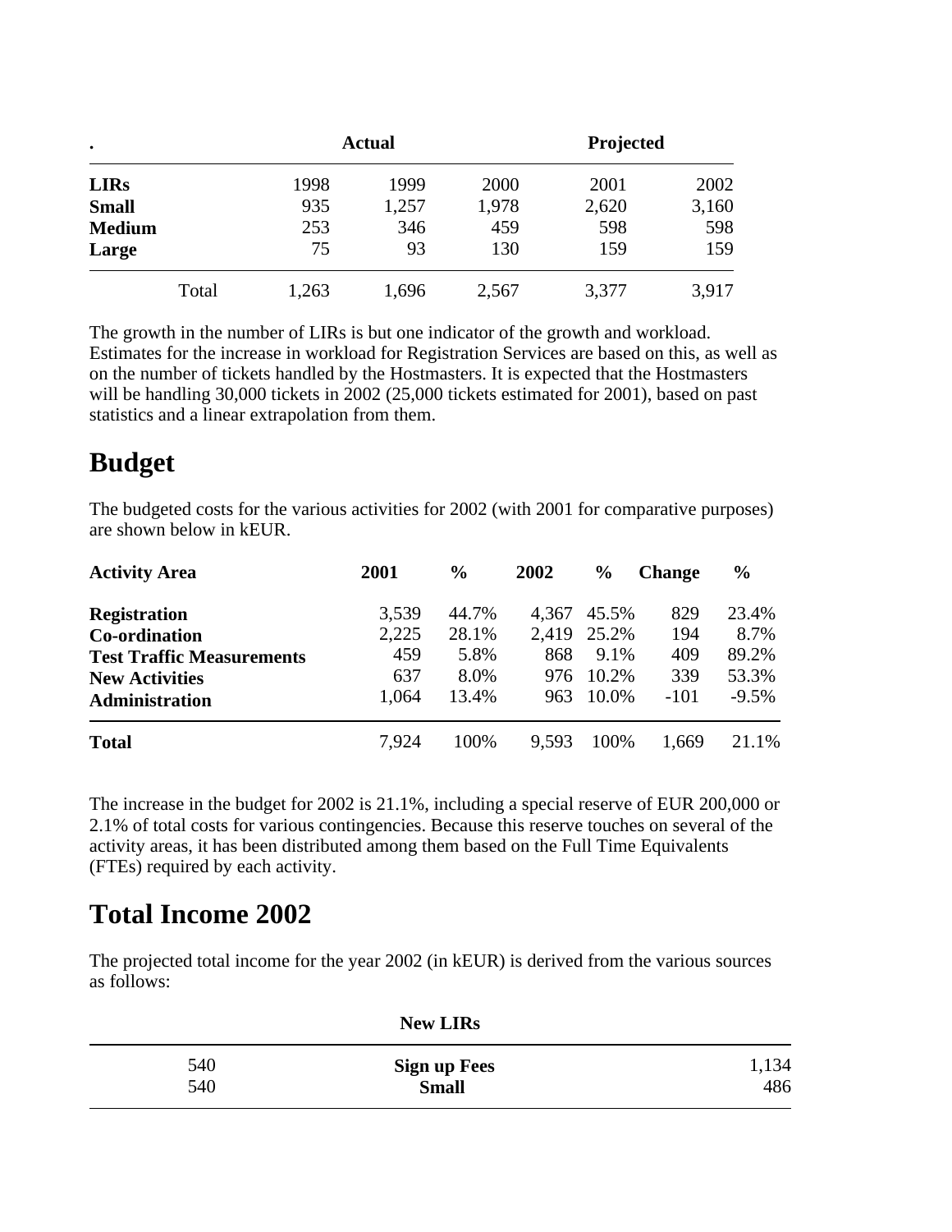| . | | Actual | | | Projected | |
|---|---|---|---|---|---|---|
| **LIRs** | | 1998 | 1999 | 2000 | 2001 | 2002 |
| **Small** | | 935 | 1,257 | 1,978 | 2,620 | 3,160 |
| **Medium** | | 253 | 346 | 459 | 598 | 598 |
| **Large** | | 75 | 93 | 130 | 159 | 159 |
| | Total | 1,263 | 1,696 | 2,567 | 3,377 | 3,917 |

The growth in the number of LIRs is but one indicator of the growth and workload. Estimates for the increase in workload for Registration Services are based on this, as well as on the number of tickets handled by the Hostmasters. It is expected that the Hostmasters will be handling 30,000 tickets in 2002 (25,000 tickets estimated for 2001), based on past statistics and a linear extrapolation from them.

# Budget

The budgeted costs for the various activities for 2002 (with 2001 for comparative purposes) are shown below in kEUR.

| Activity Area | 2001 | % | 2002 | % | Change | % |
|---|---|---|---|---|---|---|
| **Registration** | 3,539 | 44.7% | 4,367 | 45.5% | 829 | 23.4% |
| **Co-ordination** | 2,225 | 28.1% | 2,419 | 25.2% | 194 | 8.7% |
| **Test Traffic Measurements** | 459 | 5.8% | 868 | 9.1% | 409 | 89.2% |
| **New Activities** | 637 | 8.0% | 976 | 10.2% | 339 | 53.3% |
| **Administration** | 1,064 | 13.4% | 963 | 10.0% | -101 | -9.5% |
| **Total** | 7,924 | 100% | 9,593 | 100% | 1,669 | 21.1% |

The increase in the budget for 2002 is 21.1%, including a special reserve of EUR 200,000 or 2.1% of total costs for various contingencies. Because this reserve touches on several of the activity areas, it has been distributed among them based on the Full Time Equivalents (FTEs) required by each activity.

# Total Income 2002

The projected total income for the year 2002 (in kEUR) is derived from the various sources as follows:

| | New LIRs | |
|---|---|---|
| 540 | **Sign up Fees** | 1,134 |
| 540 | **Small** | 486 |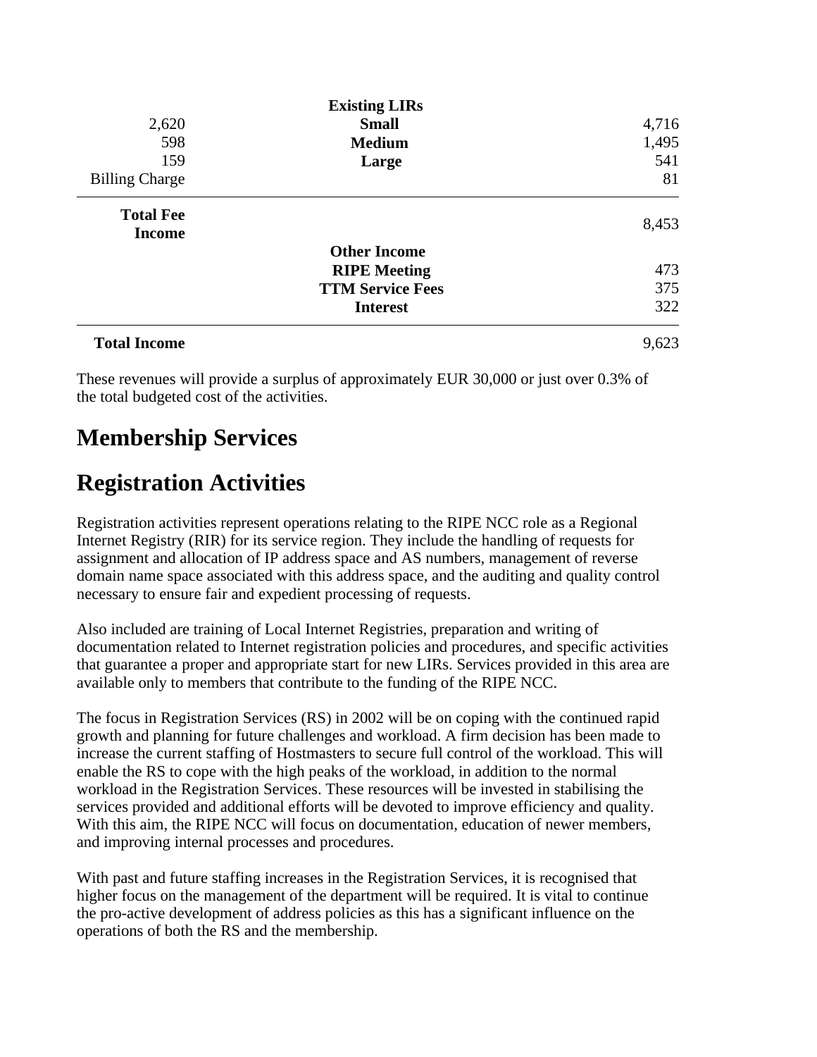| | | |
|---|---|---|
| | **Existing LIRs** | |
| 2,620 | **Small** | 4,716 |
| 598 | **Medium** | 1,495 |
| 159 | **Large** | 541 |
| Billing Charge | | 81 |
| **Total Fee Income** | | 8,453 |
| | **Other Income** | |
| | **RIPE Meeting** | 473 |
| | **TTM Service Fees** | 375 |
| | **Interest** | 322 |
| **Total Income** | | 9,623 |

These revenues will provide a surplus of approximately EUR 30,000 or just over 0.3% of the total budgeted cost of the activities.

# Membership Services

# Registration Activities

Registration activities represent operations relating to the RIPE NCC role as a Regional Internet Registry (RIR) for its service region. They include the handling of requests for assignment and allocation of IP address space and AS numbers, management of reverse domain name space associated with this address space, and the auditing and quality control necessary to ensure fair and expedient processing of requests.

Also included are training of Local Internet Registries, preparation and writing of documentation related to Internet registration policies and procedures, and specific activities that guarantee a proper and appropriate start for new LIRs. Services provided in this area are available only to members that contribute to the funding of the RIPE NCC.

The focus in Registration Services (RS) in 2002 will be on coping with the continued rapid growth and planning for future challenges and workload. A firm decision has been made to increase the current staffing of Hostmasters to secure full control of the workload. This will enable the RS to cope with the high peaks of the workload, in addition to the normal workload in the Registration Services. These resources will be invested in stabilising the services provided and additional efforts will be devoted to improve efficiency and quality. With this aim, the RIPE NCC will focus on documentation, education of newer members, and improving internal processes and procedures.

With past and future staffing increases in the Registration Services, it is recognised that higher focus on the management of the department will be required. It is vital to continue the pro-active development of address policies as this has a significant influence on the operations of both the RS and the membership.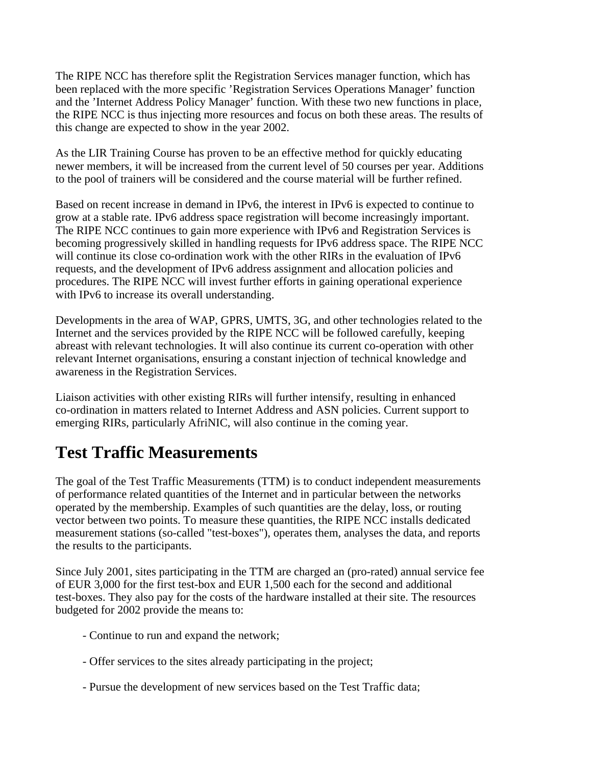The RIPE NCC has therefore split the Registration Services manager function, which has been replaced with the more specific 'Registration Services Operations Manager' function and the 'Internet Address Policy Manager' function. With these two new functions in place, the RIPE NCC is thus injecting more resources and focus on both these areas. The results of this change are expected to show in the year 2002.

As the LIR Training Course has proven to be an effective method for quickly educating newer members, it will be increased from the current level of 50 courses per year. Additions to the pool of trainers will be considered and the course material will be further refined.

Based on recent increase in demand in IPv6, the interest in IPv6 is expected to continue to grow at a stable rate. IPv6 address space registration will become increasingly important. The RIPE NCC continues to gain more experience with IPv6 and Registration Services is becoming progressively skilled in handling requests for IPv6 address space. The RIPE NCC will continue its close co-ordination work with the other RIRs in the evaluation of IPv6 requests, and the development of IPv6 address assignment and allocation policies and procedures. The RIPE NCC will invest further efforts in gaining operational experience with IPv6 to increase its overall understanding.

Developments in the area of WAP, GPRS, UMTS, 3G, and other technologies related to the Internet and the services provided by the RIPE NCC will be followed carefully, keeping abreast with relevant technologies. It will also continue its current co-operation with other relevant Internet organisations, ensuring a constant injection of technical knowledge and awareness in the Registration Services.

Liaison activities with other existing RIRs will further intensify, resulting in enhanced co-ordination in matters related to Internet Address and ASN policies. Current support to emerging RIRs, particularly AfriNIC, will also continue in the coming year.

# Test Traffic Measurements

The goal of the Test Traffic Measurements (TTM) is to conduct independent measurements of performance related quantities of the Internet and in particular between the networks operated by the membership. Examples of such quantities are the delay, loss, or routing vector between two points. To measure these quantities, the RIPE NCC installs dedicated measurement stations (so-called "test-boxes"), operates them, analyses the data, and reports the results to the participants.

Since July 2001, sites participating in the TTM are charged an (pro-rated) annual service fee of EUR 3,000 for the first test-box and EUR 1,500 each for the second and additional test-boxes. They also pay for the costs of the hardware installed at their site. The resources budgeted for 2002 provide the means to:

- Continue to run and expand the network;

- Offer services to the sites already participating in the project;

- Pursue the development of new services based on the Test Traffic data;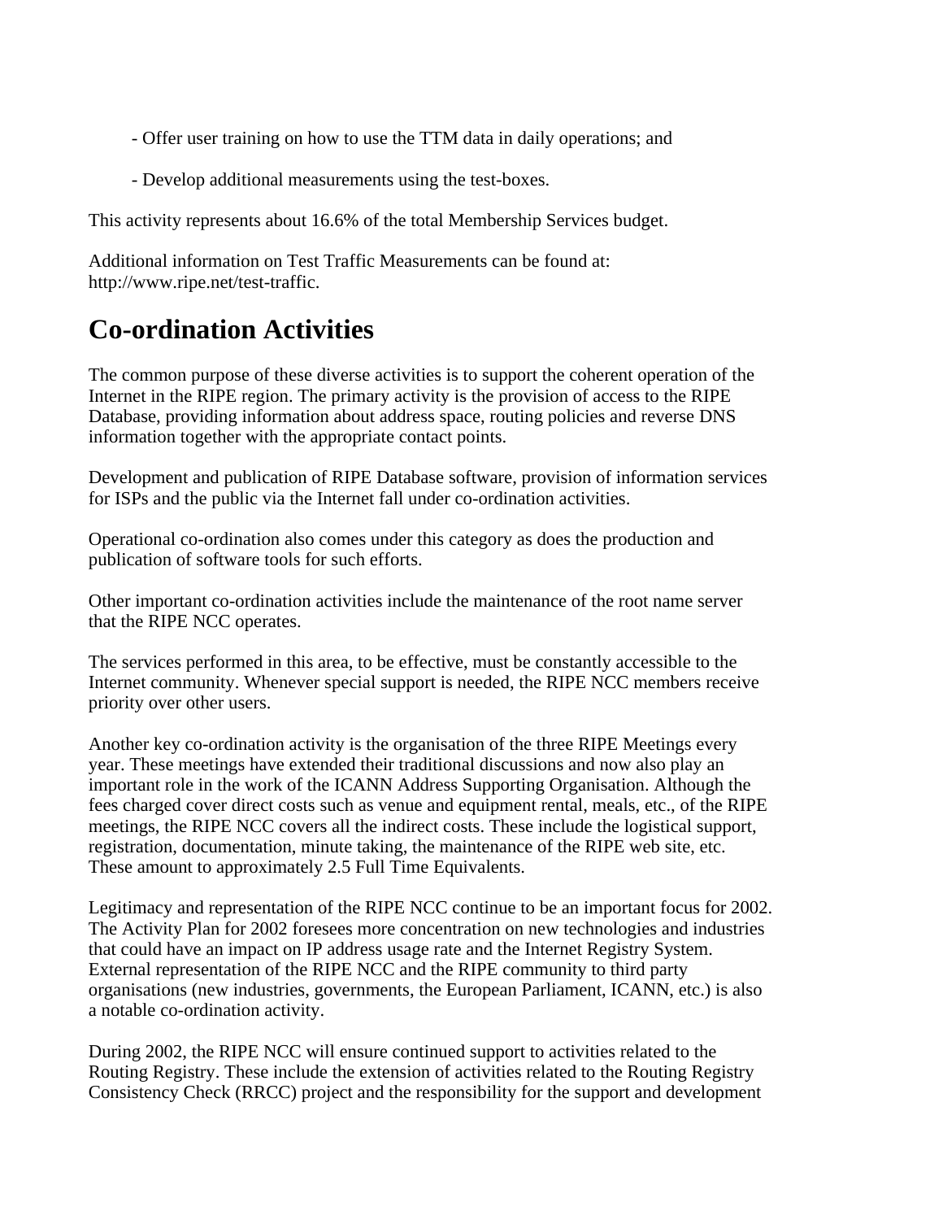- Offer user training on how to use the TTM data in daily operations; and

- Develop additional measurements using the test-boxes.

This activity represents about 16.6% of the total Membership Services budget.

Additional information on Test Traffic Measurements can be found at:
http://www.ripe.net/test-traffic.

## Co-ordination Activities

The common purpose of these diverse activities is to support the coherent operation of the Internet in the RIPE region. The primary activity is the provision of access to the RIPE Database, providing information about address space, routing policies and reverse DNS information together with the appropriate contact points.

Development and publication of RIPE Database software, provision of information services for ISPs and the public via the Internet fall under co-ordination activities.

Operational co-ordination also comes under this category as does the production and publication of software tools for such efforts.

Other important co-ordination activities include the maintenance of the root name server that the RIPE NCC operates.

The services performed in this area, to be effective, must be constantly accessible to the Internet community. Whenever special support is needed, the RIPE NCC members receive priority over other users.

Another key co-ordination activity is the organisation of the three RIPE Meetings every year. These meetings have extended their traditional discussions and now also play an important role in the work of the ICANN Address Supporting Organisation. Although the fees charged cover direct costs such as venue and equipment rental, meals, etc., of the RIPE meetings, the RIPE NCC covers all the indirect costs. These include the logistical support, registration, documentation, minute taking, the maintenance of the RIPE web site, etc. These amount to approximately 2.5 Full Time Equivalents.

Legitimacy and representation of the RIPE NCC continue to be an important focus for 2002. The Activity Plan for 2002 foresees more concentration on new technologies and industries that could have an impact on IP address usage rate and the Internet Registry System. External representation of the RIPE NCC and the RIPE community to third party organisations (new industries, governments, the European Parliament, ICANN, etc.) is also a notable co-ordination activity.

During 2002, the RIPE NCC will ensure continued support to activities related to the Routing Registry. These include the extension of activities related to the Routing Registry Consistency Check (RRCC) project and the responsibility for the support and development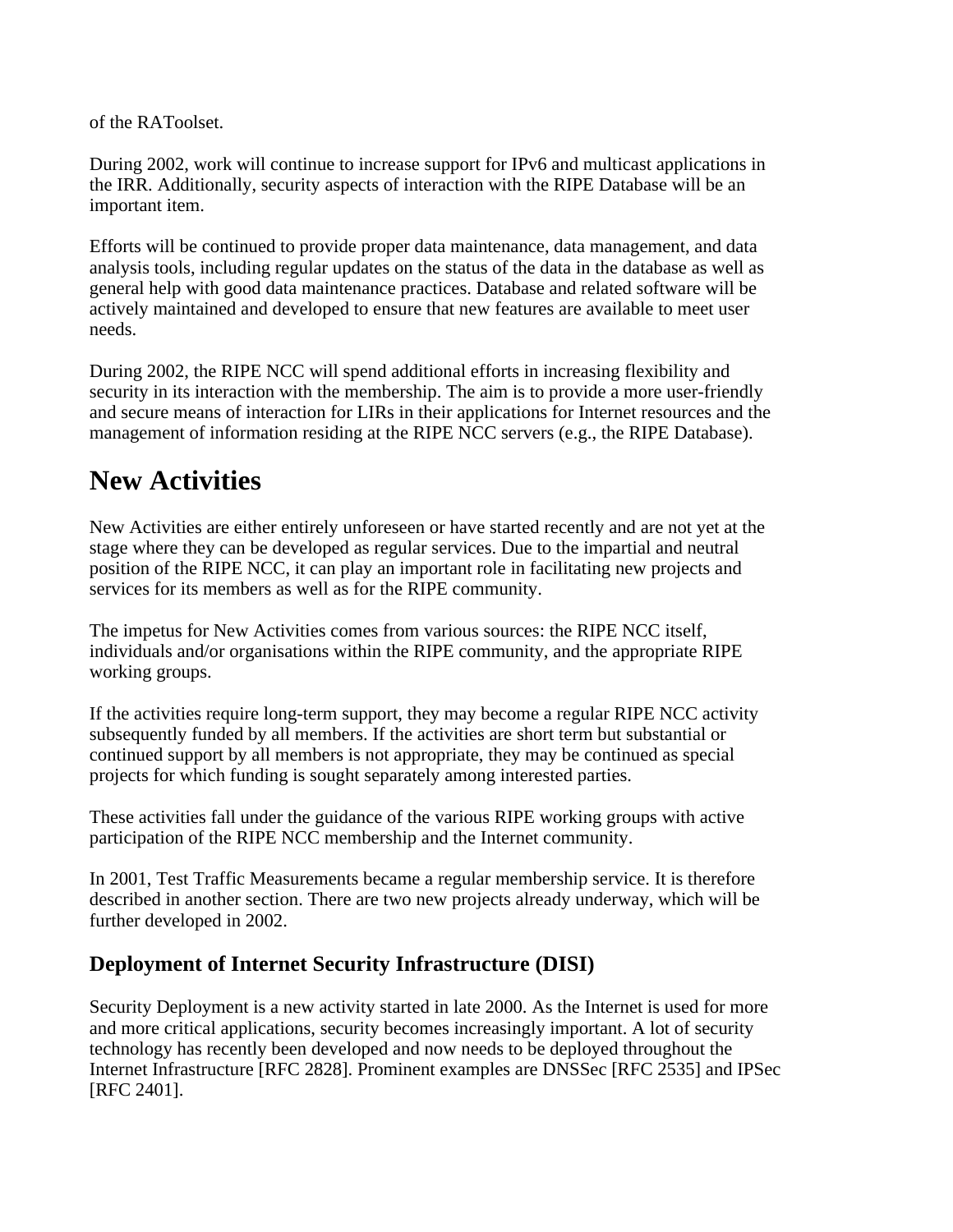of the RAToolset.

During 2002, work will continue to increase support for IPv6 and multicast applications in the IRR. Additionally, security aspects of interaction with the RIPE Database will be an important item.

Efforts will be continued to provide proper data maintenance, data management, and data analysis tools, including regular updates on the status of the data in the database as well as general help with good data maintenance practices. Database and related software will be actively maintained and developed to ensure that new features are available to meet user needs.

During 2002, the RIPE NCC will spend additional efforts in increasing flexibility and security in its interaction with the membership. The aim is to provide a more user-friendly and secure means of interaction for LIRs in their applications for Internet resources and the management of information residing at the RIPE NCC servers (e.g., the RIPE Database).

# New Activities

New Activities are either entirely unforeseen or have started recently and are not yet at the stage where they can be developed as regular services. Due to the impartial and neutral position of the RIPE NCC, it can play an important role in facilitating new projects and services for its members as well as for the RIPE community.

The impetus for New Activities comes from various sources: the RIPE NCC itself, individuals and/or organisations within the RIPE community, and the appropriate RIPE working groups.

If the activities require long-term support, they may become a regular RIPE NCC activity subsequently funded by all members. If the activities are short term but substantial or continued support by all members is not appropriate, they may be continued as special projects for which funding is sought separately among interested parties.

These activities fall under the guidance of the various RIPE working groups with active participation of the RIPE NCC membership and the Internet community.

In 2001, Test Traffic Measurements became a regular membership service. It is therefore described in another section. There are two new projects already underway, which will be further developed in 2002.

## Deployment of Internet Security Infrastructure (DISI)

Security Deployment is a new activity started in late 2000. As the Internet is used for more and more critical applications, security becomes increasingly important. A lot of security technology has recently been developed and now needs to be deployed throughout the Internet Infrastructure [RFC 2828]. Prominent examples are DNSSec [RFC 2535] and IPSec [RFC 2401].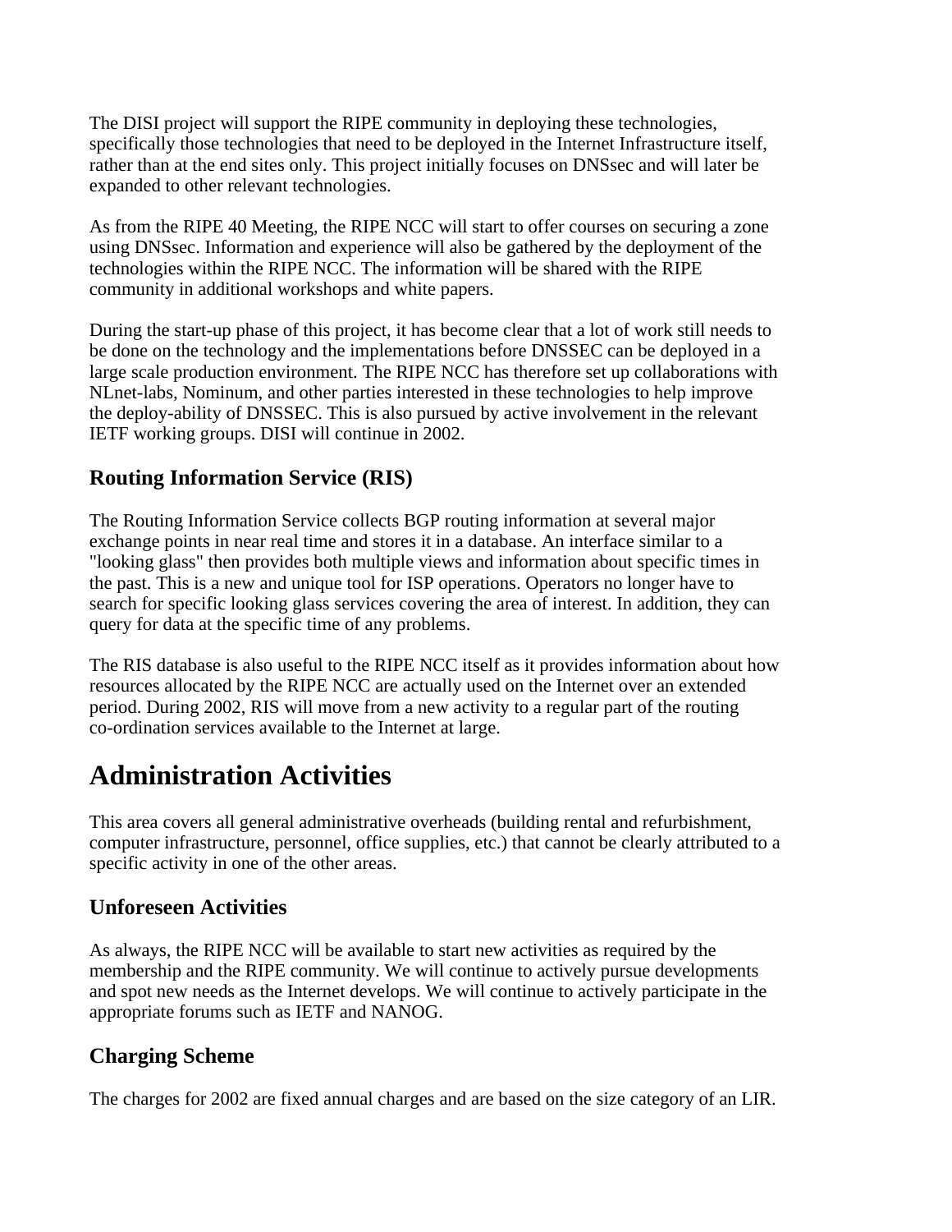The DISI project will support the RIPE community in deploying these technologies, specifically those technologies that need to be deployed in the Internet Infrastructure itself, rather than at the end sites only. This project initially focuses on DNSsec and will later be expanded to other relevant technologies.

As from the RIPE 40 Meeting, the RIPE NCC will start to offer courses on securing a zone using DNSsec. Information and experience will also be gathered by the deployment of the technologies within the RIPE NCC. The information will be shared with the RIPE community in additional workshops and white papers.

During the start-up phase of this project, it has become clear that a lot of work still needs to be done on the technology and the implementations before DNSSEC can be deployed in a large scale production environment. The RIPE NCC has therefore set up collaborations with NLnet-labs, Nominum, and other parties interested in these technologies to help improve the deploy-ability of DNSSEC. This is also pursued by active involvement in the relevant IETF working groups. DISI will continue in 2002.

### Routing Information Service (RIS)

The Routing Information Service collects BGP routing information at several major exchange points in near real time and stores it in a database. An interface similar to a "looking glass" then provides both multiple views and information about specific times in the past. This is a new and unique tool for ISP operations. Operators no longer have to search for specific looking glass services covering the area of interest. In addition, they can query for data at the specific time of any problems.

The RIS database is also useful to the RIPE NCC itself as it provides information about how resources allocated by the RIPE NCC are actually used on the Internet over an extended period. During 2002, RIS will move from a new activity to a regular part of the routing co-ordination services available to the Internet at large.

# Administration Activities

This area covers all general administrative overheads (building rental and refurbishment, computer infrastructure, personnel, office supplies, etc.) that cannot be clearly attributed to a specific activity in one of the other areas.

### Unforeseen Activities

As always, the RIPE NCC will be available to start new activities as required by the membership and the RIPE community. We will continue to actively pursue developments and spot new needs as the Internet develops. We will continue to actively participate in the appropriate forums such as IETF and NANOG.

### Charging Scheme

The charges for 2002 are fixed annual charges and are based on the size category of an LIR.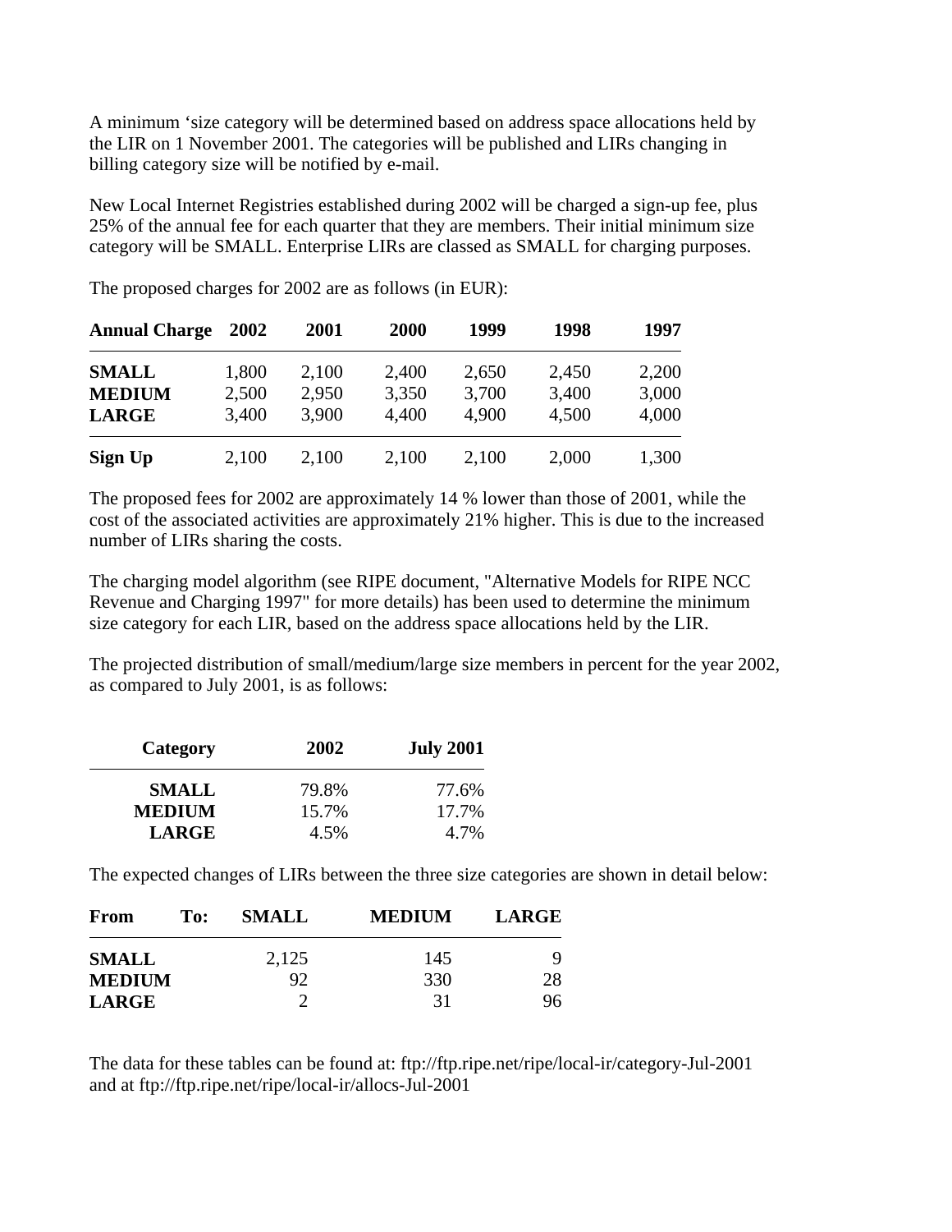A minimum ‘size category will be determined based on address space allocations held by the LIR on 1 November 2001. The categories will be published and LIRs changing in billing category size will be notified by e-mail.

New Local Internet Registries established during 2002 will be charged a sign-up fee, plus 25% of the annual fee for each quarter that they are members. Their initial minimum size category will be SMALL. Enterprise LIRs are classed as SMALL for charging purposes.

The proposed charges for 2002 are as follows (in EUR):

| Annual Charge | 2002 | 2001 | 2000 | 1999 | 1998 | 1997 |
|---|---|---|---|---|---|---|
| **SMALL** | 1,800 | 2,100 | 2,400 | 2,650 | 2,450 | 2,200 |
| **MEDIUM** | 2,500 | 2,950 | 3,350 | 3,700 | 3,400 | 3,000 |
| **LARGE** | 3,400 | 3,900 | 4,400 | 4,900 | 4,500 | 4,000 |
| **Sign Up** | 2,100 | 2,100 | 2,100 | 2,100 | 2,000 | 1,300 |

The proposed fees for 2002 are approximately 14 % lower than those of 2001, while the cost of the associated activities are approximately 21% higher. This is due to the increased number of LIRs sharing the costs.

The charging model algorithm (see RIPE document, "Alternative Models for RIPE NCC Revenue and Charging 1997" for more details) has been used to determine the minimum size category for each LIR, based on the address space allocations held by the LIR.

The projected distribution of small/medium/large size members in percent for the year 2002, as compared to July 2001, is as follows:

| Category | 2002 | July 2001 |
|---|---|---|
| **SMALL** | 79.8% | 77.6% |
| **MEDIUM** | 15.7% | 17.7% |
| **LARGE** | 4.5% | 4.7% |

The expected changes of LIRs between the three size categories are shown in detail below:

| From To: | SMALL | MEDIUM | LARGE |
|---|---|---|---|
| **SMALL** | 2,125 | 145 | 9 |
| **MEDIUM** | 92 | 330 | 28 |
| **LARGE** | 2 | 31 | 96 |

The data for these tables can be found at: ftp://ftp.ripe.net/ripe/local-ir/category-Jul-2001 and at ftp://ftp.ripe.net/ripe/local-ir/allocs-Jul-2001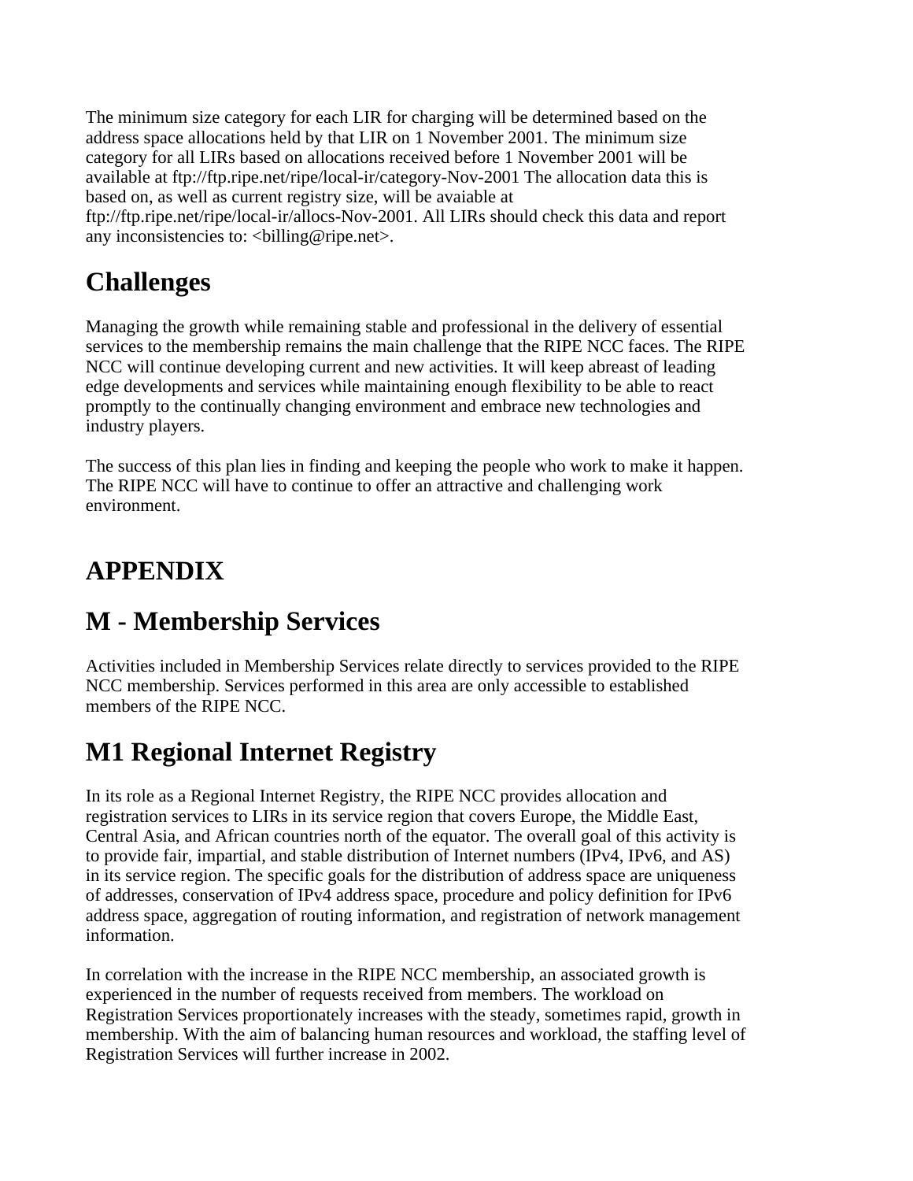The minimum size category for each LIR for charging will be determined based on the address space allocations held by that LIR on 1 November 2001. The minimum size category for all LIRs based on allocations received before 1 November 2001 will be available at ftp://ftp.ripe.net/ripe/local-ir/category-Nov-2001 The allocation data this is based on, as well as current registry size, will be avaiable at ftp://ftp.ripe.net/ripe/local-ir/allocs-Nov-2001. All LIRs should check this data and report any inconsistencies to: <billing@ripe.net>.

## Challenges

Managing the growth while remaining stable and professional in the delivery of essential services to the membership remains the main challenge that the RIPE NCC faces. The RIPE NCC will continue developing current and new activities. It will keep abreast of leading edge developments and services while maintaining enough flexibility to be able to react promptly to the continually changing environment and embrace new technologies and industry players.

The success of this plan lies in finding and keeping the people who work to make it happen. The RIPE NCC will have to continue to offer an attractive and challenging work environment.

## APPENDIX

## M - Membership Services

Activities included in Membership Services relate directly to services provided to the RIPE NCC membership. Services performed in this area are only accessible to established members of the RIPE NCC.

## M1 Regional Internet Registry

In its role as a Regional Internet Registry, the RIPE NCC provides allocation and registration services to LIRs in its service region that covers Europe, the Middle East, Central Asia, and African countries north of the equator. The overall goal of this activity is to provide fair, impartial, and stable distribution of Internet numbers (IPv4, IPv6, and AS) in its service region. The specific goals for the distribution of address space are uniqueness of addresses, conservation of IPv4 address space, procedure and policy definition for IPv6 address space, aggregation of routing information, and registration of network management information.

In correlation with the increase in the RIPE NCC membership, an associated growth is experienced in the number of requests received from members. The workload on Registration Services proportionately increases with the steady, sometimes rapid, growth in membership. With the aim of balancing human resources and workload, the staffing level of Registration Services will further increase in 2002.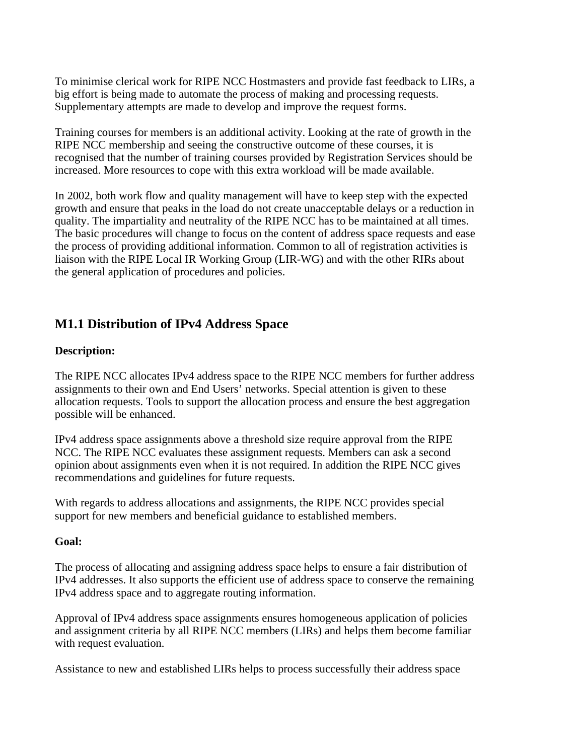To minimise clerical work for RIPE NCC Hostmasters and provide fast feedback to LIRs, a big effort is being made to automate the process of making and processing requests. Supplementary attempts are made to develop and improve the request forms.

Training courses for members is an additional activity. Looking at the rate of growth in the RIPE NCC membership and seeing the constructive outcome of these courses, it is recognised that the number of training courses provided by Registration Services should be increased. More resources to cope with this extra workload will be made available.

In 2002, both work flow and quality management will have to keep step with the expected growth and ensure that peaks in the load do not create unacceptable delays or a reduction in quality. The impartiality and neutrality of the RIPE NCC has to be maintained at all times. The basic procedures will change to focus on the content of address space requests and ease the process of providing additional information. Common to all of registration activities is liaison with the RIPE Local IR Working Group (LIR-WG) and with the other RIRs about the general application of procedures and policies.

## M1.1 Distribution of IPv4 Address Space

**Description:**

The RIPE NCC allocates IPv4 address space to the RIPE NCC members for further address assignments to their own and End Users' networks. Special attention is given to these allocation requests. Tools to support the allocation process and ensure the best aggregation possible will be enhanced.

IPv4 address space assignments above a threshold size require approval from the RIPE NCC. The RIPE NCC evaluates these assignment requests. Members can ask a second opinion about assignments even when it is not required. In addition the RIPE NCC gives recommendations and guidelines for future requests.

With regards to address allocations and assignments, the RIPE NCC provides special support for new members and beneficial guidance to established members.

**Goal:**

The process of allocating and assigning address space helps to ensure a fair distribution of IPv4 addresses. It also supports the efficient use of address space to conserve the remaining IPv4 address space and to aggregate routing information.

Approval of IPv4 address space assignments ensures homogeneous application of policies and assignment criteria by all RIPE NCC members (LIRs) and helps them become familiar with request evaluation.

Assistance to new and established LIRs helps to process successfully their address space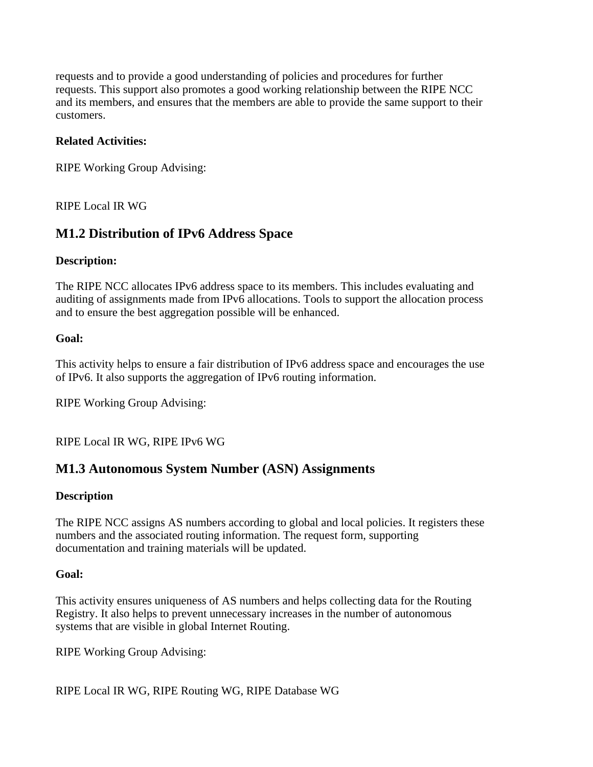requests and to provide a good understanding of policies and procedures for further requests. This support also promotes a good working relationship between the RIPE NCC and its members, and ensures that the members are able to provide the same support to their customers.

**Related Activities:**

RIPE Working Group Advising:

RIPE Local IR WG

## M1.2 Distribution of IPv6 Address Space

**Description:**

The RIPE NCC allocates IPv6 address space to its members. This includes evaluating and auditing of assignments made from IPv6 allocations. Tools to support the allocation process and to ensure the best aggregation possible will be enhanced.

**Goal:**

This activity helps to ensure a fair distribution of IPv6 address space and encourages the use of IPv6. It also supports the aggregation of IPv6 routing information.

RIPE Working Group Advising:

RIPE Local IR WG, RIPE IPv6 WG

## M1.3 Autonomous System Number (ASN) Assignments

**Description**

The RIPE NCC assigns AS numbers according to global and local policies. It registers these numbers and the associated routing information. The request form, supporting documentation and training materials will be updated.

**Goal:**

This activity ensures uniqueness of AS numbers and helps collecting data for the Routing Registry. It also helps to prevent unnecessary increases in the number of autonomous systems that are visible in global Internet Routing.

RIPE Working Group Advising:

RIPE Local IR WG, RIPE Routing WG, RIPE Database WG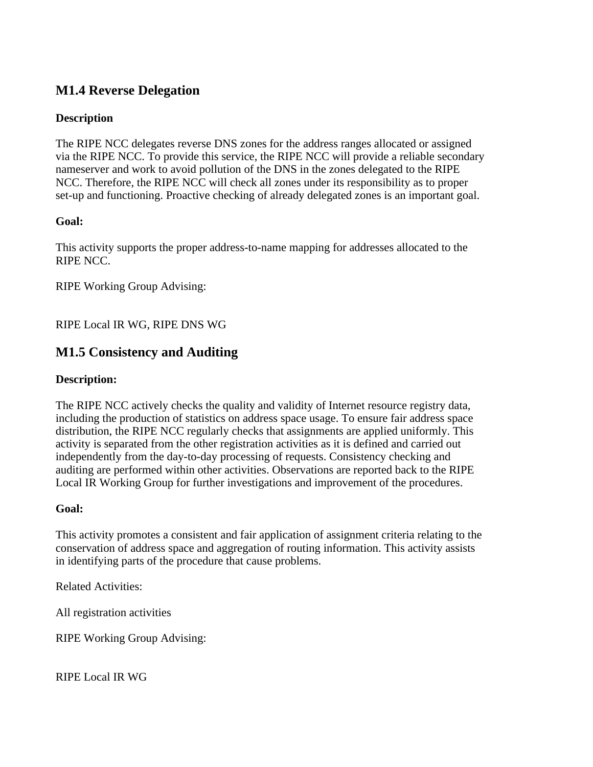## M1.4 Reverse Delegation

**Description**

The RIPE NCC delegates reverse DNS zones for the address ranges allocated or assigned via the RIPE NCC. To provide this service, the RIPE NCC will provide a reliable secondary nameserver and work to avoid pollution of the DNS in the zones delegated to the RIPE NCC. Therefore, the RIPE NCC will check all zones under its responsibility as to proper set-up and functioning. Proactive checking of already delegated zones is an important goal.

**Goal:**

This activity supports the proper address-to-name mapping for addresses allocated to the RIPE NCC.

RIPE Working Group Advising:

RIPE Local IR WG, RIPE DNS WG

## M1.5 Consistency and Auditing

**Description:**

The RIPE NCC actively checks the quality and validity of Internet resource registry data, including the production of statistics on address space usage. To ensure fair address space distribution, the RIPE NCC regularly checks that assignments are applied uniformly. This activity is separated from the other registration activities as it is defined and carried out independently from the day-to-day processing of requests. Consistency checking and auditing are performed within other activities. Observations are reported back to the RIPE Local IR Working Group for further investigations and improvement of the procedures.

**Goal:**

This activity promotes a consistent and fair application of assignment criteria relating to the conservation of address space and aggregation of routing information. This activity assists in identifying parts of the procedure that cause problems.

Related Activities:

All registration activities

RIPE Working Group Advising:

RIPE Local IR WG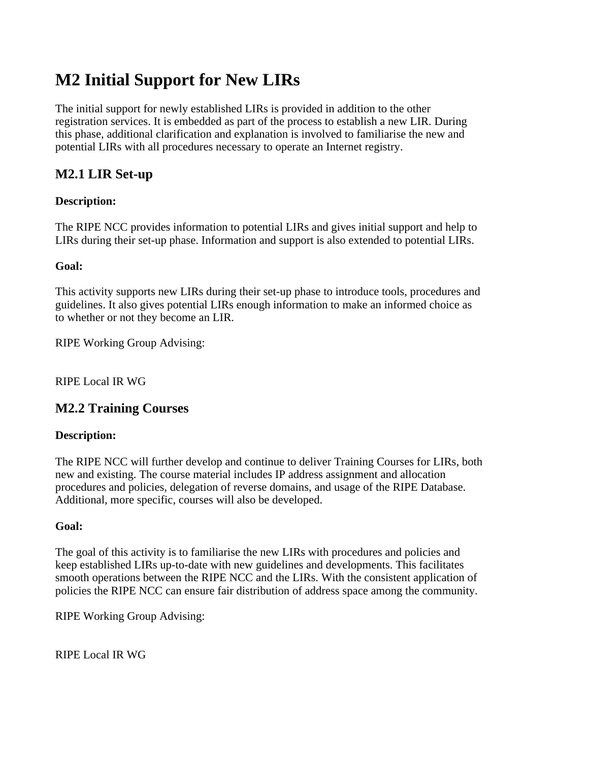# M2 Initial Support for New LIRs

The initial support for newly established LIRs is provided in addition to the other registration services. It is embedded as part of the process to establish a new LIR. During this phase, additional clarification and explanation is involved to familiarise the new and potential LIRs with all procedures necessary to operate an Internet registry.

## M2.1 LIR Set-up

**Description:**

The RIPE NCC provides information to potential LIRs and gives initial support and help to LIRs during their set-up phase. Information and support is also extended to potential LIRs.

**Goal:**

This activity supports new LIRs during their set-up phase to introduce tools, procedures and guidelines. It also gives potential LIRs enough information to make an informed choice as to whether or not they become an LIR.

RIPE Working Group Advising:

RIPE Local IR WG

## M2.2 Training Courses

**Description:**

The RIPE NCC will further develop and continue to deliver Training Courses for LIRs, both new and existing. The course material includes IP address assignment and allocation procedures and policies, delegation of reverse domains, and usage of the RIPE Database. Additional, more specific, courses will also be developed.

**Goal:**

The goal of this activity is to familiarise the new LIRs with procedures and policies and keep established LIRs up-to-date with new guidelines and developments. This facilitates smooth operations between the RIPE NCC and the LIRs. With the consistent application of policies the RIPE NCC can ensure fair distribution of address space among the community.

RIPE Working Group Advising:

RIPE Local IR WG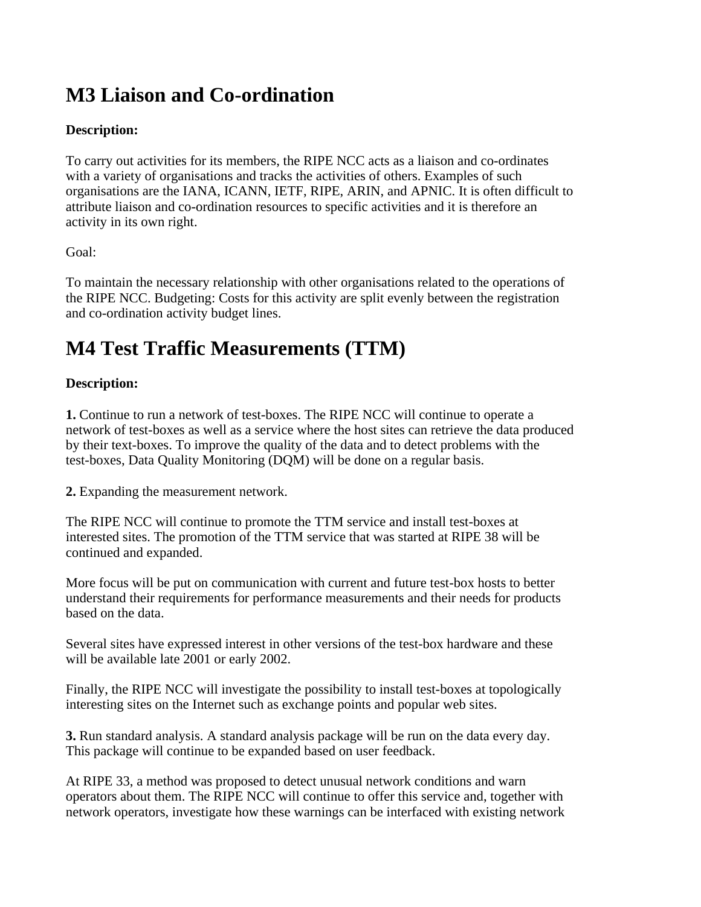# M3 Liaison and Co-ordination

**Description:**

To carry out activities for its members, the RIPE NCC acts as a liaison and co-ordinates with a variety of organisations and tracks the activities of others. Examples of such organisations are the IANA, ICANN, IETF, RIPE, ARIN, and APNIC. It is often difficult to attribute liaison and co-ordination resources to specific activities and it is therefore an activity in its own right.

Goal:

To maintain the necessary relationship with other organisations related to the operations of the RIPE NCC. Budgeting: Costs for this activity are split evenly between the registration and co-ordination activity budget lines.

# M4 Test Traffic Measurements (TTM)

**Description:**

**1.** Continue to run a network of test-boxes. The RIPE NCC will continue to operate a network of test-boxes as well as a service where the host sites can retrieve the data produced by their text-boxes. To improve the quality of the data and to detect problems with the test-boxes, Data Quality Monitoring (DQM) will be done on a regular basis.

**2.** Expanding the measurement network.

The RIPE NCC will continue to promote the TTM service and install test-boxes at interested sites. The promotion of the TTM service that was started at RIPE 38 will be continued and expanded.

More focus will be put on communication with current and future test-box hosts to better understand their requirements for performance measurements and their needs for products based on the data.

Several sites have expressed interest in other versions of the test-box hardware and these will be available late 2001 or early 2002.

Finally, the RIPE NCC will investigate the possibility to install test-boxes at topologically interesting sites on the Internet such as exchange points and popular web sites.

**3.** Run standard analysis. A standard analysis package will be run on the data every day. This package will continue to be expanded based on user feedback.

At RIPE 33, a method was proposed to detect unusual network conditions and warn operators about them. The RIPE NCC will continue to offer this service and, together with network operators, investigate how these warnings can be interfaced with existing network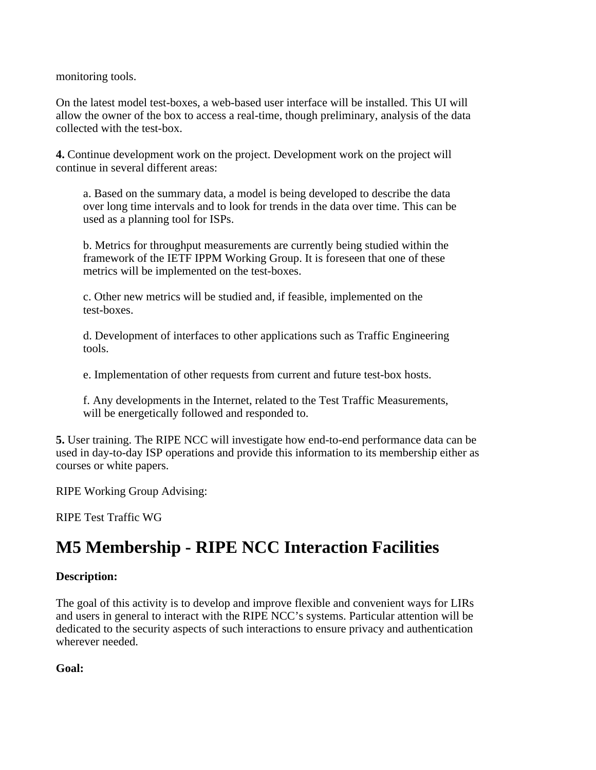monitoring tools.

On the latest model test-boxes, a web-based user interface will be installed. This UI will allow the owner of the box to access a real-time, though preliminary, analysis of the data collected with the test-box.

**4.** Continue development work on the project. Development work on the project will continue in several different areas:

> a. Based on the summary data, a model is being developed to describe the data over long time intervals and to look for trends in the data over time. This can be used as a planning tool for ISPs.
>
> b. Metrics for throughput measurements are currently being studied within the framework of the IETF IPPM Working Group. It is foreseen that one of these metrics will be implemented on the test-boxes.
>
> c. Other new metrics will be studied and, if feasible, implemented on the test-boxes.
>
> d. Development of interfaces to other applications such as Traffic Engineering tools.
>
> e. Implementation of other requests from current and future test-box hosts.
>
> f. Any developments in the Internet, related to the Test Traffic Measurements, will be energetically followed and responded to.

**5.** User training. The RIPE NCC will investigate how end-to-end performance data can be used in day-to-day ISP operations and provide this information to its membership either as courses or white papers.

RIPE Working Group Advising:

RIPE Test Traffic WG

# M5 Membership - RIPE NCC Interaction Facilities

**Description:**

The goal of this activity is to develop and improve flexible and convenient ways for LIRs and users in general to interact with the RIPE NCC's systems. Particular attention will be dedicated to the security aspects of such interactions to ensure privacy and authentication wherever needed.

**Goal:**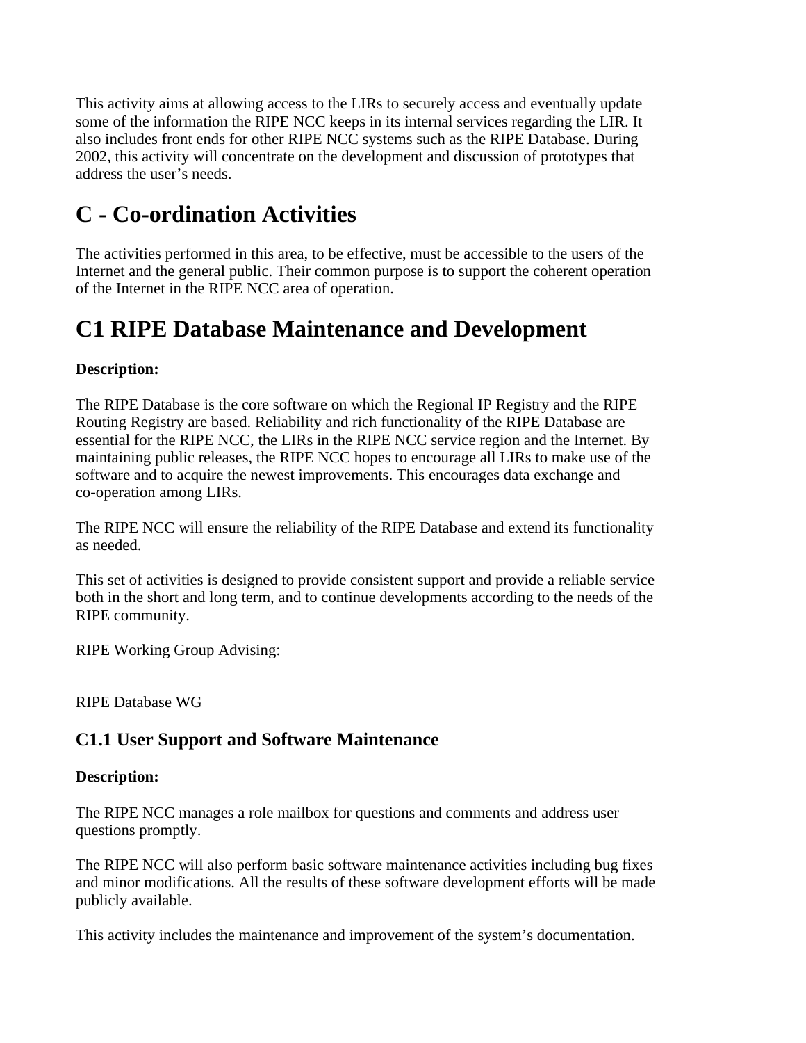This activity aims at allowing access to the LIRs to securely access and eventually update some of the information the RIPE NCC keeps in its internal services regarding the LIR. It also includes front ends for other RIPE NCC systems such as the RIPE Database. During 2002, this activity will concentrate on the development and discussion of prototypes that address the user's needs.

# C - Co-ordination Activities

The activities performed in this area, to be effective, must be accessible to the users of the Internet and the general public. Their common purpose is to support the coherent operation of the Internet in the RIPE NCC area of operation.

# C1 RIPE Database Maintenance and Development

**Description:**

The RIPE Database is the core software on which the Regional IP Registry and the RIPE Routing Registry are based. Reliability and rich functionality of the RIPE Database are essential for the RIPE NCC, the LIRs in the RIPE NCC service region and the Internet. By maintaining public releases, the RIPE NCC hopes to encourage all LIRs to make use of the software and to acquire the newest improvements. This encourages data exchange and co-operation among LIRs.

The RIPE NCC will ensure the reliability of the RIPE Database and extend its functionality as needed.

This set of activities is designed to provide consistent support and provide a reliable service both in the short and long term, and to continue developments according to the needs of the RIPE community.

RIPE Working Group Advising:

RIPE Database WG

### C1.1 User Support and Software Maintenance

**Description:**

The RIPE NCC manages a role mailbox for questions and comments and address user questions promptly.

The RIPE NCC will also perform basic software maintenance activities including bug fixes and minor modifications. All the results of these software development efforts will be made publicly available.

This activity includes the maintenance and improvement of the system's documentation.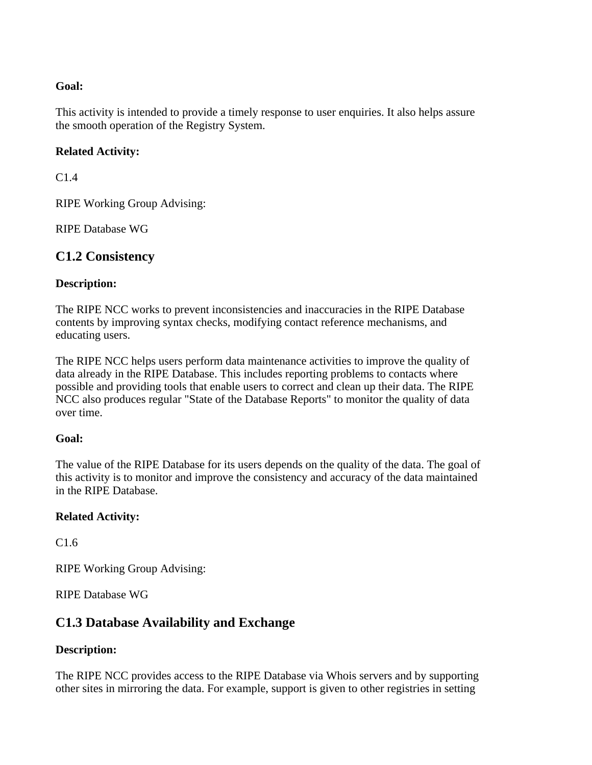**Goal:**

This activity is intended to provide a timely response to user enquiries. It also helps assure the smooth operation of the Registry System.

**Related Activity:**

C1.4

RIPE Working Group Advising:

RIPE Database WG

## C1.2 Consistency

**Description:**

The RIPE NCC works to prevent inconsistencies and inaccuracies in the RIPE Database contents by improving syntax checks, modifying contact reference mechanisms, and educating users.

The RIPE NCC helps users perform data maintenance activities to improve the quality of data already in the RIPE Database. This includes reporting problems to contacts where possible and providing tools that enable users to correct and clean up their data. The RIPE NCC also produces regular "State of the Database Reports" to monitor the quality of data over time.

**Goal:**

The value of the RIPE Database for its users depends on the quality of the data. The goal of this activity is to monitor and improve the consistency and accuracy of the data maintained in the RIPE Database.

**Related Activity:**

C1.6

RIPE Working Group Advising:

RIPE Database WG

## C1.3 Database Availability and Exchange

**Description:**

The RIPE NCC provides access to the RIPE Database via Whois servers and by supporting other sites in mirroring the data. For example, support is given to other registries in setting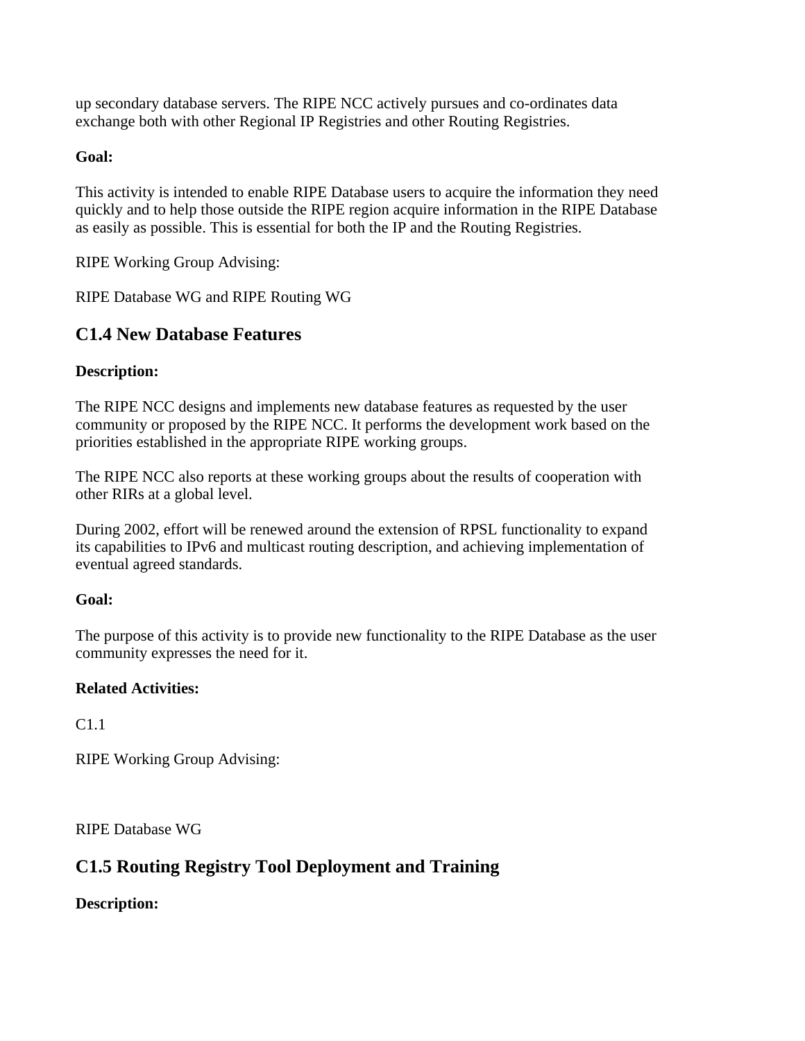up secondary database servers. The RIPE NCC actively pursues and co-ordinates data exchange both with other Regional IP Registries and other Routing Registries.

**Goal:**

This activity is intended to enable RIPE Database users to acquire the information they need quickly and to help those outside the RIPE region acquire information in the RIPE Database as easily as possible. This is essential for both the IP and the Routing Registries.

RIPE Working Group Advising:

RIPE Database WG and RIPE Routing WG

## C1.4 New Database Features

**Description:**

The RIPE NCC designs and implements new database features as requested by the user community or proposed by the RIPE NCC. It performs the development work based on the priorities established in the appropriate RIPE working groups.

The RIPE NCC also reports at these working groups about the results of cooperation with other RIRs at a global level.

During 2002, effort will be renewed around the extension of RPSL functionality to expand its capabilities to IPv6 and multicast routing description, and achieving implementation of eventual agreed standards.

**Goal:**

The purpose of this activity is to provide new functionality to the RIPE Database as the user community expresses the need for it.

**Related Activities:**

C1.1

RIPE Working Group Advising:

RIPE Database WG

## C1.5 Routing Registry Tool Deployment and Training

**Description:**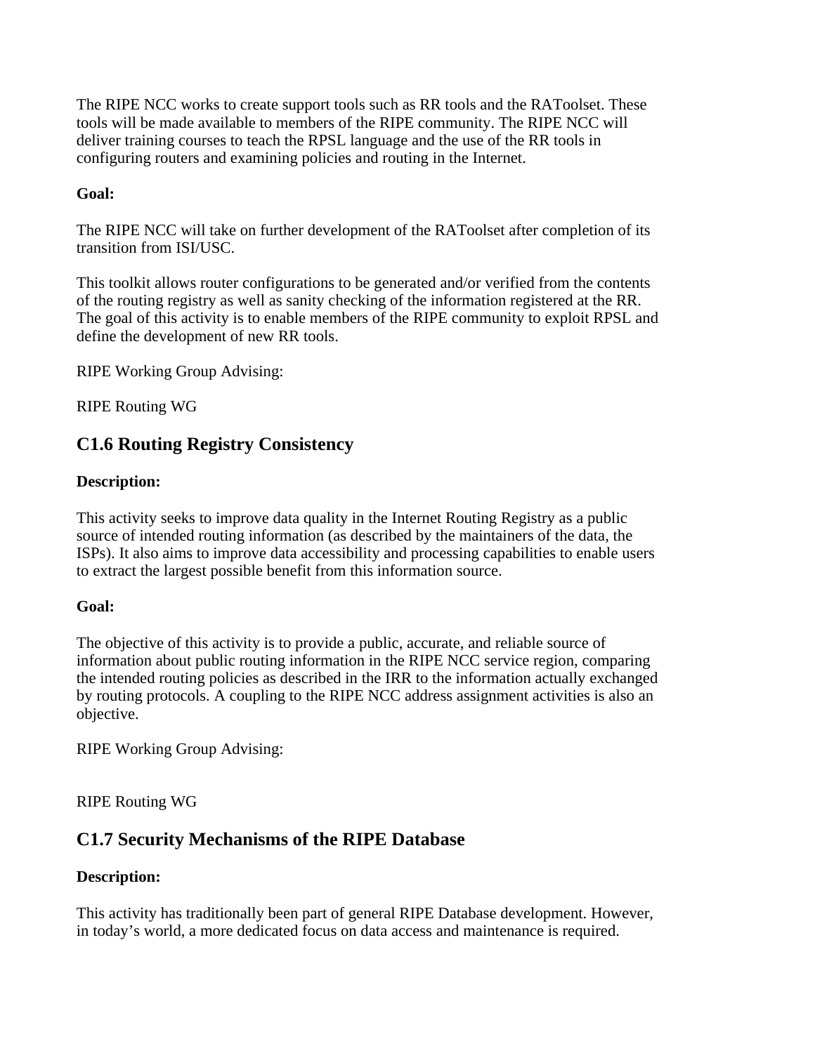The RIPE NCC works to create support tools such as RR tools and the RAToolset. These tools will be made available to members of the RIPE community. The RIPE NCC will deliver training courses to teach the RPSL language and the use of the RR tools in configuring routers and examining policies and routing in the Internet.

**Goal:**

The RIPE NCC will take on further development of the RAToolset after completion of its transition from ISI/USC.

This toolkit allows router configurations to be generated and/or verified from the contents of the routing registry as well as sanity checking of the information registered at the RR. The goal of this activity is to enable members of the RIPE community to exploit RPSL and define the development of new RR tools.

RIPE Working Group Advising:

RIPE Routing WG

## C1.6 Routing Registry Consistency

**Description:**

This activity seeks to improve data quality in the Internet Routing Registry as a public source of intended routing information (as described by the maintainers of the data, the ISPs). It also aims to improve data accessibility and processing capabilities to enable users to extract the largest possible benefit from this information source.

**Goal:**

The objective of this activity is to provide a public, accurate, and reliable source of information about public routing information in the RIPE NCC service region, comparing the intended routing policies as described in the IRR to the information actually exchanged by routing protocols. A coupling to the RIPE NCC address assignment activities is also an objective.

RIPE Working Group Advising:

RIPE Routing WG

## C1.7 Security Mechanisms of the RIPE Database

**Description:**

This activity has traditionally been part of general RIPE Database development. However, in today's world, a more dedicated focus on data access and maintenance is required.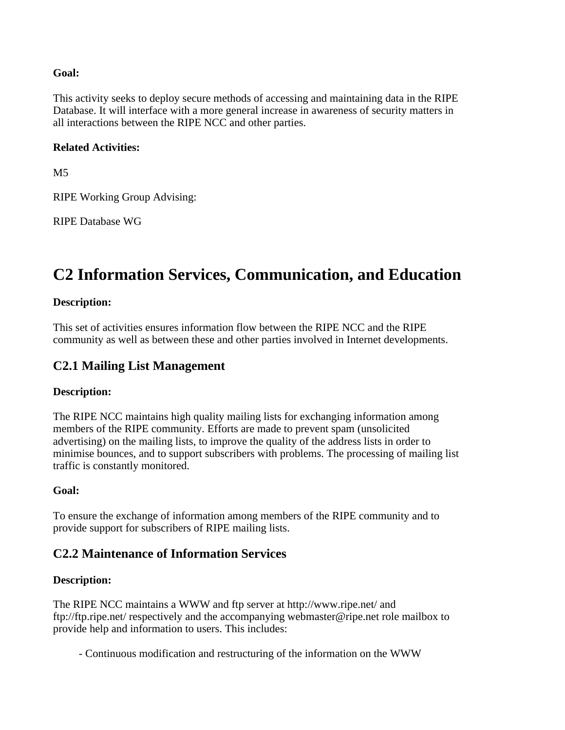**Goal:**

This activity seeks to deploy secure methods of accessing and maintaining data in the RIPE Database. It will interface with a more general increase in awareness of security matters in all interactions between the RIPE NCC and other parties.

**Related Activities:**

M5

RIPE Working Group Advising:

RIPE Database WG

# C2 Information Services, Communication, and Education

**Description:**

This set of activities ensures information flow between the RIPE NCC and the RIPE community as well as between these and other parties involved in Internet developments.

## C2.1 Mailing List Management

**Description:**

The RIPE NCC maintains high quality mailing lists for exchanging information among members of the RIPE community. Efforts are made to prevent spam (unsolicited advertising) on the mailing lists, to improve the quality of the address lists in order to minimise bounces, and to support subscribers with problems. The processing of mailing list traffic is constantly monitored.

**Goal:**

To ensure the exchange of information among members of the RIPE community and to provide support for subscribers of RIPE mailing lists.

## C2.2 Maintenance of Information Services

**Description:**

The RIPE NCC maintains a WWW and ftp server at http://www.ripe.net/ and ftp://ftp.ripe.net/ respectively and the accompanying webmaster@ripe.net role mailbox to provide help and information to users. This includes:

- Continuous modification and restructuring of the information on the WWW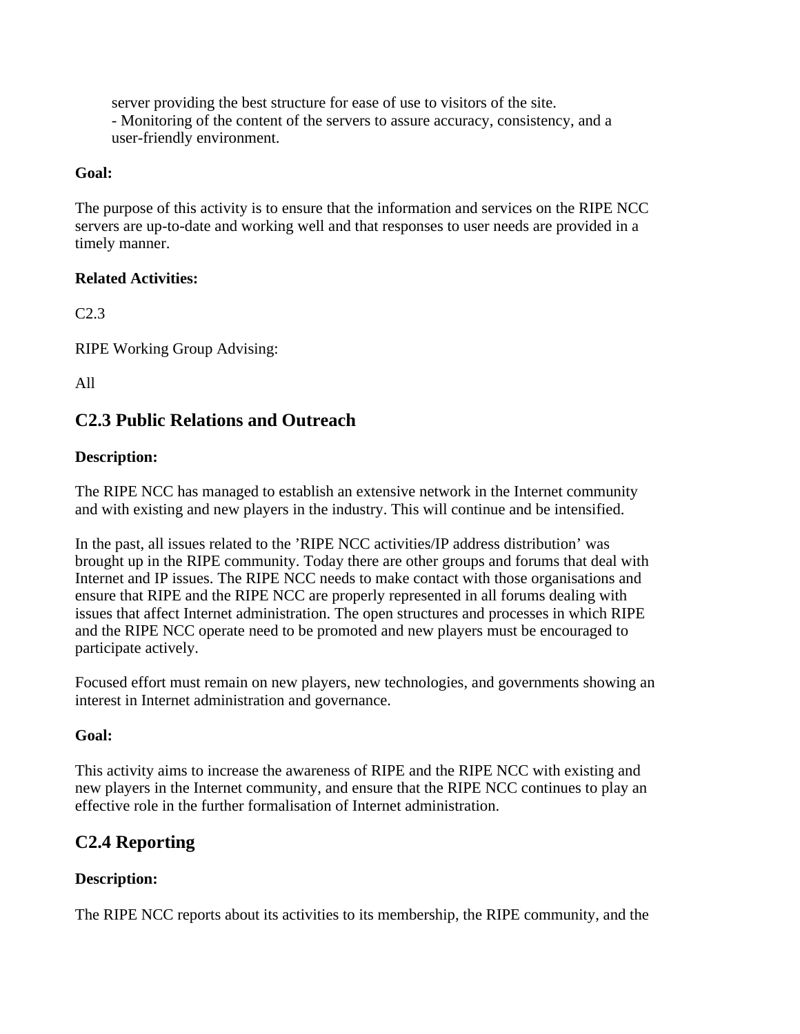server providing the best structure for ease of use to visitors of the site.
- Monitoring of the content of the servers to assure accuracy, consistency, and a user-friendly environment.

**Goal:**

The purpose of this activity is to ensure that the information and services on the RIPE NCC servers are up-to-date and working well and that responses to user needs are provided in a timely manner.

**Related Activities:**

C2.3

RIPE Working Group Advising:

All

## C2.3 Public Relations and Outreach

**Description:**

The RIPE NCC has managed to establish an extensive network in the Internet community and with existing and new players in the industry. This will continue and be intensified.

In the past, all issues related to the 'RIPE NCC activities/IP address distribution' was brought up in the RIPE community. Today there are other groups and forums that deal with Internet and IP issues. The RIPE NCC needs to make contact with those organisations and ensure that RIPE and the RIPE NCC are properly represented in all forums dealing with issues that affect Internet administration. The open structures and processes in which RIPE and the RIPE NCC operate need to be promoted and new players must be encouraged to participate actively.

Focused effort must remain on new players, new technologies, and governments showing an interest in Internet administration and governance.

**Goal:**

This activity aims to increase the awareness of RIPE and the RIPE NCC with existing and new players in the Internet community, and ensure that the RIPE NCC continues to play an effective role in the further formalisation of Internet administration.

## C2.4 Reporting

**Description:**

The RIPE NCC reports about its activities to its membership, the RIPE community, and the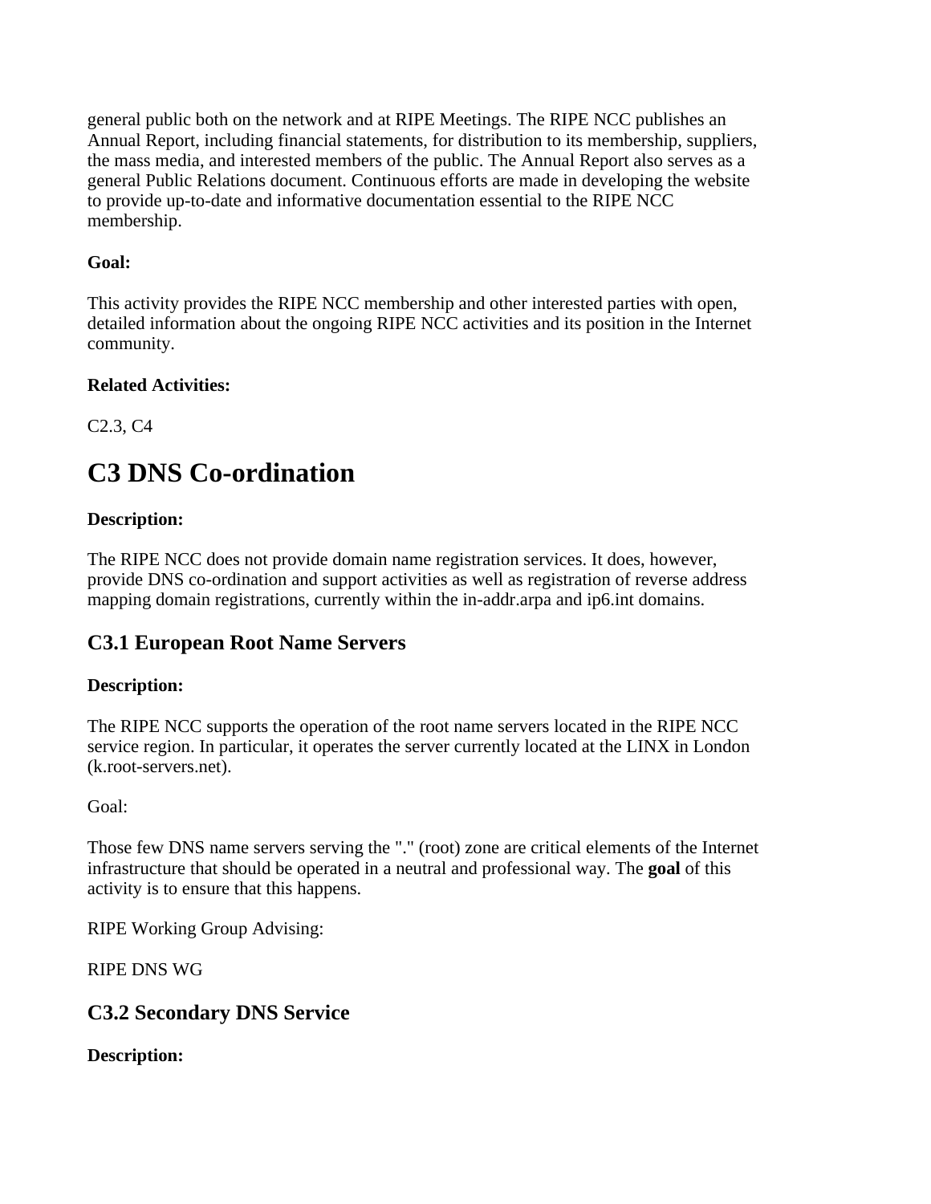general public both on the network and at RIPE Meetings. The RIPE NCC publishes an Annual Report, including financial statements, for distribution to its membership, suppliers, the mass media, and interested members of the public. The Annual Report also serves as a general Public Relations document. Continuous efforts are made in developing the website to provide up-to-date and informative documentation essential to the RIPE NCC membership.

**Goal:**

This activity provides the RIPE NCC membership and other interested parties with open, detailed information about the ongoing RIPE NCC activities and its position in the Internet community.

**Related Activities:**

C2.3, C4

# C3 DNS Co-ordination

**Description:**

The RIPE NCC does not provide domain name registration services. It does, however, provide DNS co-ordination and support activities as well as registration of reverse address mapping domain registrations, currently within the in-addr.arpa and ip6.int domains.

## C3.1 European Root Name Servers

**Description:**

The RIPE NCC supports the operation of the root name servers located in the RIPE NCC service region. In particular, it operates the server currently located at the LINX in London (k.root-servers.net).

Goal:

Those few DNS name servers serving the "." (root) zone are critical elements of the Internet infrastructure that should be operated in a neutral and professional way. The **goal** of this activity is to ensure that this happens.

RIPE Working Group Advising:

RIPE DNS WG

## C3.2 Secondary DNS Service

**Description:**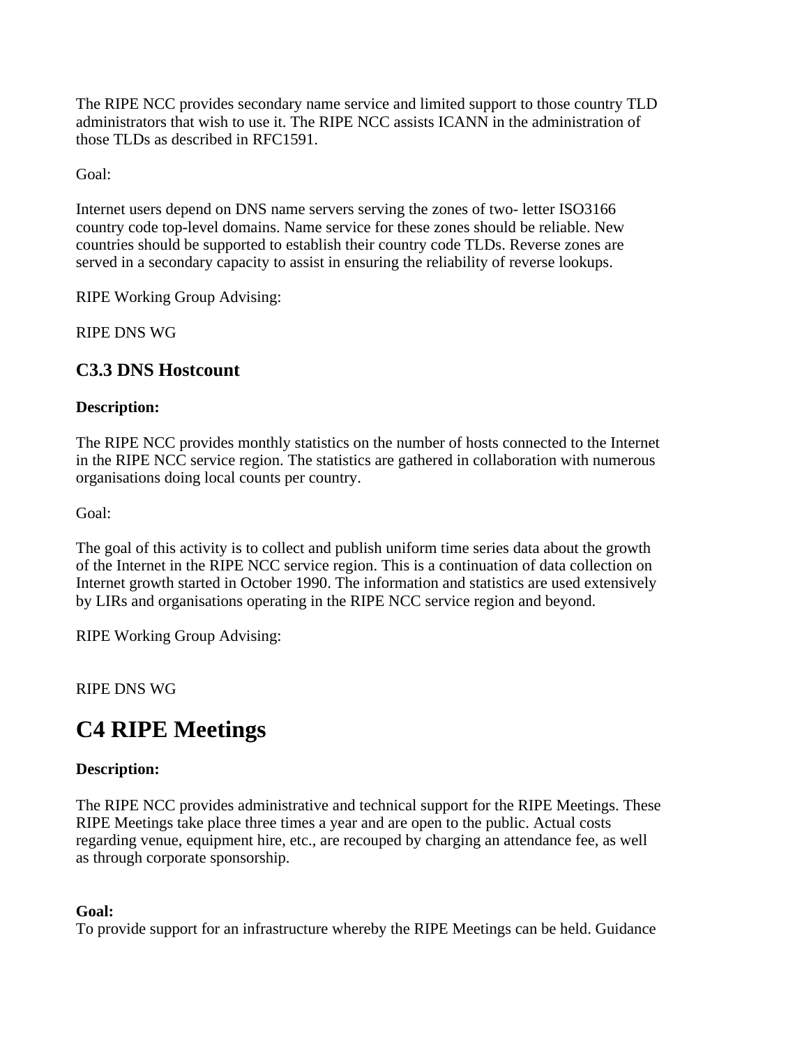The RIPE NCC provides secondary name service and limited support to those country TLD administrators that wish to use it. The RIPE NCC assists ICANN in the administration of those TLDs as described in RFC1591.

Goal:

Internet users depend on DNS name servers serving the zones of two- letter ISO3166 country code top-level domains. Name service for these zones should be reliable. New countries should be supported to establish their country code TLDs. Reverse zones are served in a secondary capacity to assist in ensuring the reliability of reverse lookups.

RIPE Working Group Advising:

RIPE DNS WG

### C3.3 DNS Hostcount

**Description:**

The RIPE NCC provides monthly statistics on the number of hosts connected to the Internet in the RIPE NCC service region. The statistics are gathered in collaboration with numerous organisations doing local counts per country.

Goal:

The goal of this activity is to collect and publish uniform time series data about the growth of the Internet in the RIPE NCC service region. This is a continuation of data collection on Internet growth started in October 1990. The information and statistics are used extensively by LIRs and organisations operating in the RIPE NCC service region and beyond.

RIPE Working Group Advising:

RIPE DNS WG

## C4 RIPE Meetings

**Description:**

The RIPE NCC provides administrative and technical support for the RIPE Meetings. These RIPE Meetings take place three times a year and are open to the public. Actual costs regarding venue, equipment hire, etc., are recouped by charging an attendance fee, as well as through corporate sponsorship.

**Goal:**
To provide support for an infrastructure whereby the RIPE Meetings can be held. Guidance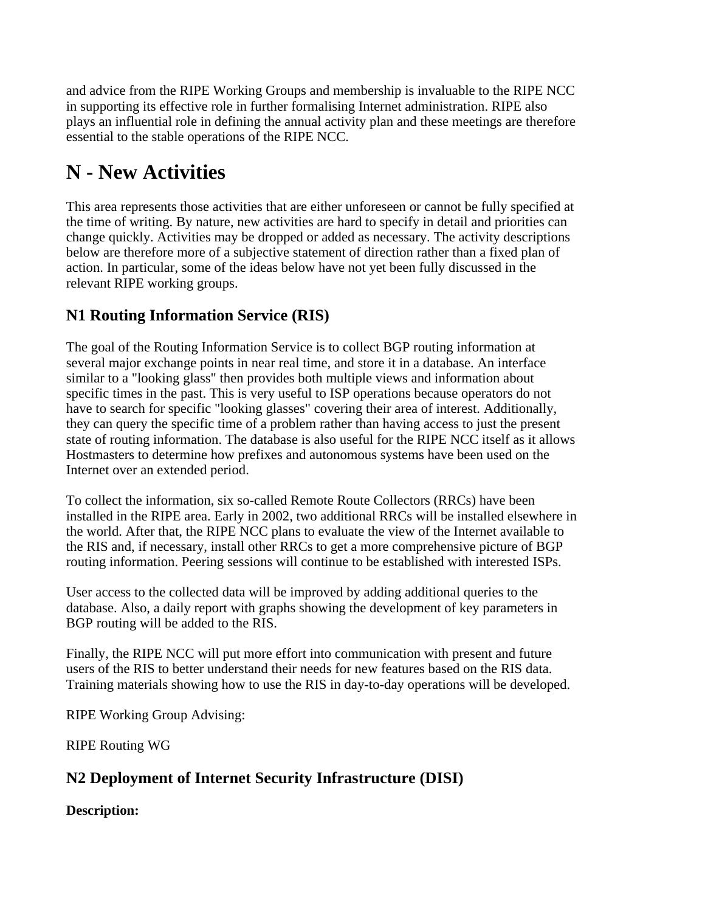and advice from the RIPE Working Groups and membership is invaluable to the RIPE NCC in supporting its effective role in further formalising Internet administration. RIPE also plays an influential role in defining the annual activity plan and these meetings are therefore essential to the stable operations of the RIPE NCC.

# N - New Activities

This area represents those activities that are either unforeseen or cannot be fully specified at the time of writing. By nature, new activities are hard to specify in detail and priorities can change quickly. Activities may be dropped or added as necessary. The activity descriptions below are therefore more of a subjective statement of direction rather than a fixed plan of action. In particular, some of the ideas below have not yet been fully discussed in the relevant RIPE working groups.

## N1 Routing Information Service (RIS)

The goal of the Routing Information Service is to collect BGP routing information at several major exchange points in near real time, and store it in a database. An interface similar to a "looking glass" then provides both multiple views and information about specific times in the past. This is very useful to ISP operations because operators do not have to search for specific "looking glasses" covering their area of interest. Additionally, they can query the specific time of a problem rather than having access to just the present state of routing information. The database is also useful for the RIPE NCC itself as it allows Hostmasters to determine how prefixes and autonomous systems have been used on the Internet over an extended period.

To collect the information, six so-called Remote Route Collectors (RRCs) have been installed in the RIPE area. Early in 2002, two additional RRCs will be installed elsewhere in the world. After that, the RIPE NCC plans to evaluate the view of the Internet available to the RIS and, if necessary, install other RRCs to get a more comprehensive picture of BGP routing information. Peering sessions will continue to be established with interested ISPs.

User access to the collected data will be improved by adding additional queries to the database. Also, a daily report with graphs showing the development of key parameters in BGP routing will be added to the RIS.

Finally, the RIPE NCC will put more effort into communication with present and future users of the RIS to better understand their needs for new features based on the RIS data. Training materials showing how to use the RIS in day-to-day operations will be developed.

RIPE Working Group Advising:

RIPE Routing WG

## N2 Deployment of Internet Security Infrastructure (DISI)

**Description:**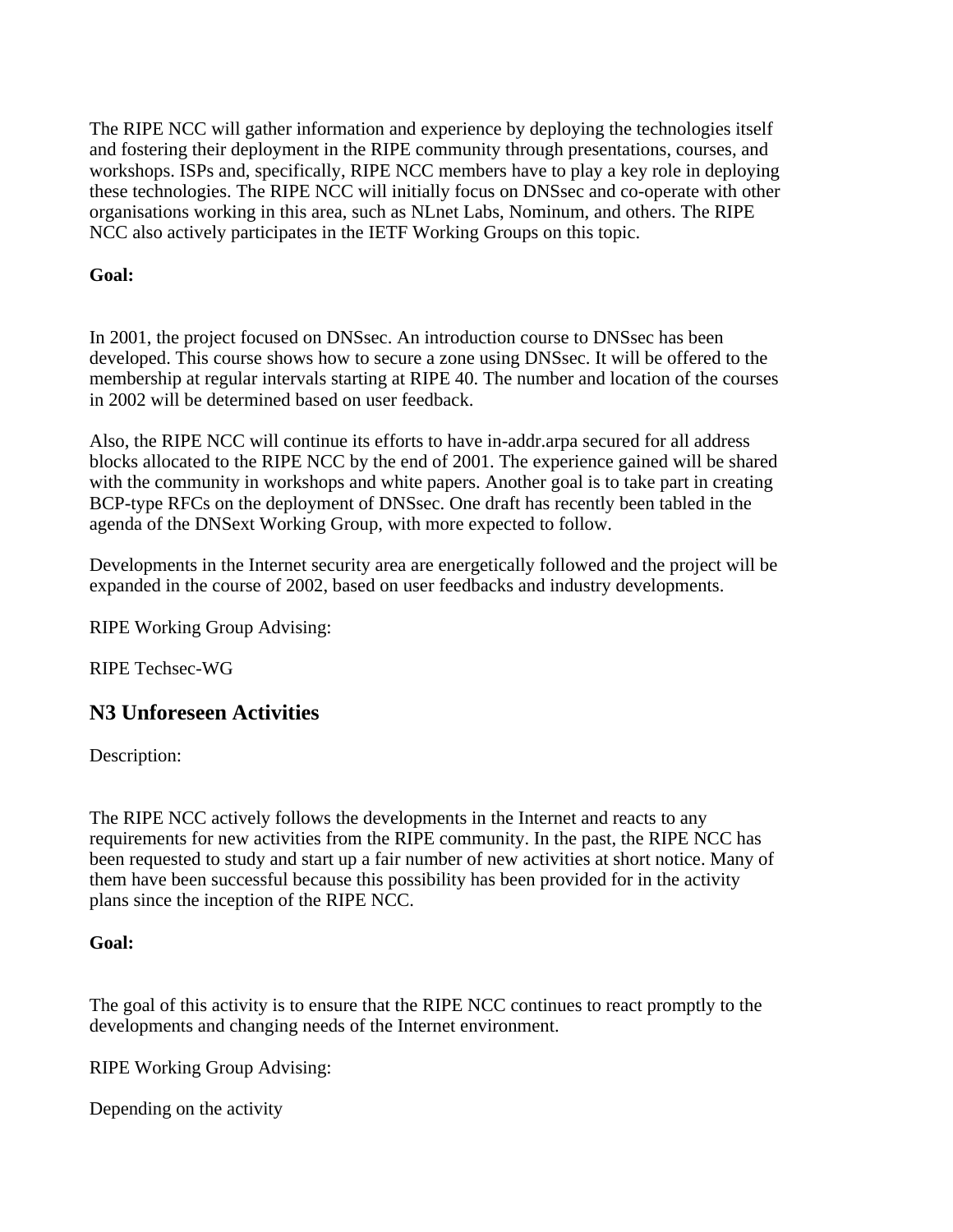The RIPE NCC will gather information and experience by deploying the technologies itself and fostering their deployment in the RIPE community through presentations, courses, and workshops. ISPs and, specifically, RIPE NCC members have to play a key role in deploying these technologies. The RIPE NCC will initially focus on DNSsec and co-operate with other organisations working in this area, such as NLnet Labs, Nominum, and others. The RIPE NCC also actively participates in the IETF Working Groups on this topic.

**Goal:**

In 2001, the project focused on DNSsec. An introduction course to DNSsec has been developed. This course shows how to secure a zone using DNSsec. It will be offered to the membership at regular intervals starting at RIPE 40. The number and location of the courses in 2002 will be determined based on user feedback.

Also, the RIPE NCC will continue its efforts to have in-addr.arpa secured for all address blocks allocated to the RIPE NCC by the end of 2001. The experience gained will be shared with the community in workshops and white papers. Another goal is to take part in creating BCP-type RFCs on the deployment of DNSsec. One draft has recently been tabled in the agenda of the DNSext Working Group, with more expected to follow.

Developments in the Internet security area are energetically followed and the project will be expanded in the course of 2002, based on user feedbacks and industry developments.

RIPE Working Group Advising:

RIPE Techsec-WG

## N3 Unforeseen Activities

Description:

The RIPE NCC actively follows the developments in the Internet and reacts to any requirements for new activities from the RIPE community. In the past, the RIPE NCC has been requested to study and start up a fair number of new activities at short notice. Many of them have been successful because this possibility has been provided for in the activity plans since the inception of the RIPE NCC.

**Goal:**

The goal of this activity is to ensure that the RIPE NCC continues to react promptly to the developments and changing needs of the Internet environment.

RIPE Working Group Advising:

Depending on the activity